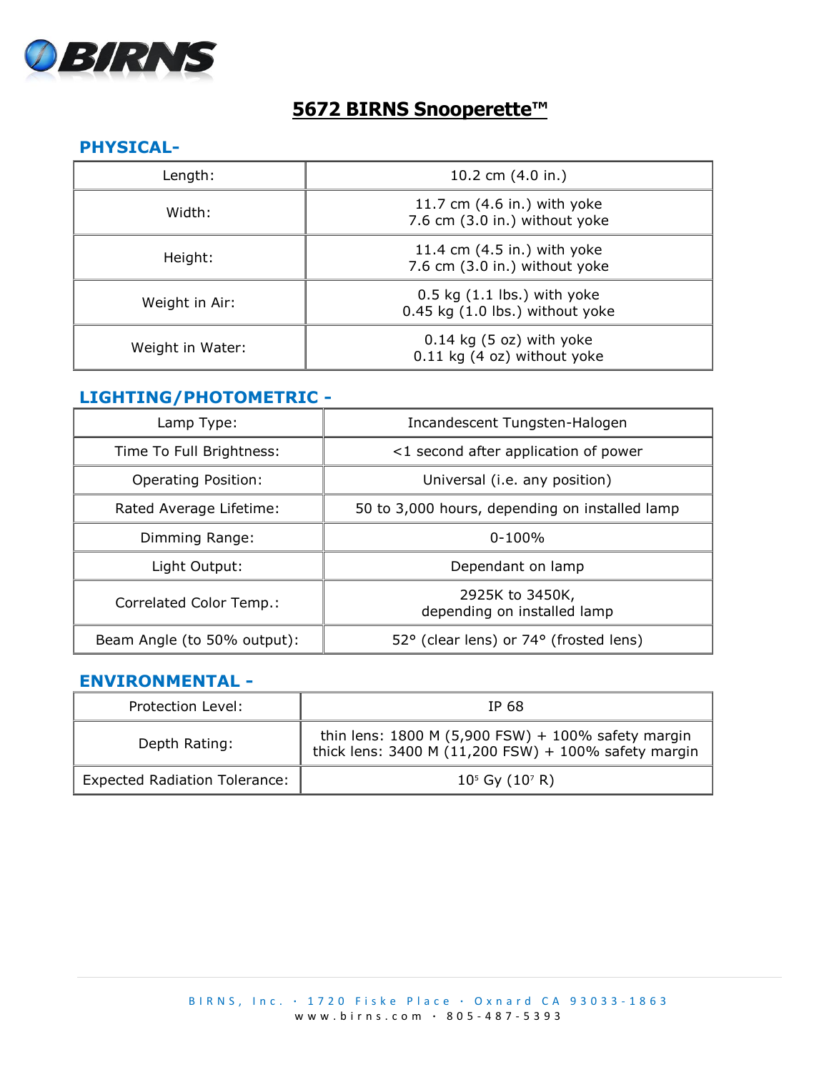# 5672 BIRNS Snooperette™

## PHYSICAL-

| | |
|---|---|
| Length: | 10.2 cm (4.0 in.) |
| Width: | 11.7 cm (4.6 in.) with yoke<br>7.6 cm (3.0 in.) without yoke |
| Height: | 11.4 cm (4.5 in.) with yoke<br>7.6 cm (3.0 in.) without yoke |
| Weight in Air: | 0.5 kg (1.1 lbs.) with yoke<br>0.45 kg (1.0 lbs.) without yoke |
| Weight in Water: | 0.14 kg (5 oz) with yoke<br>0.11 kg (4 oz) without yoke |

## LIGHTING/PHOTOMETRIC -

| | |
|---|---|
| Lamp Type: | Incandescent Tungsten-Halogen |
| Time To Full Brightness: | <1 second after application of power |
| Operating Position: | Universal (i.e. any position) |
| Rated Average Lifetime: | 50 to 3,000 hours, depending on installed lamp |
| Dimming Range: | 0-100% |
| Light Output: | Dependant on lamp |
| Correlated Color Temp.: | 2925K to 3450K,<br>depending on installed lamp |
| Beam Angle (to 50% output): | 52° (clear lens) or 74° (frosted lens) |

## ENVIRONMENTAL -

| | |
|---|---|
| Protection Level: | IP 68 |
| Depth Rating: | thin lens: 1800 M (5,900 FSW) + 100% safety margin<br>thick lens: 3400 M (11,200 FSW) + 100% safety margin |
| Expected Radiation Tolerance: | $10^5$ Gy ($10^7$ R) |

BIRNS, Inc. · 1720 Fiske Place · Oxnard CA 93033-1863
www.birns.com · 805-487-5393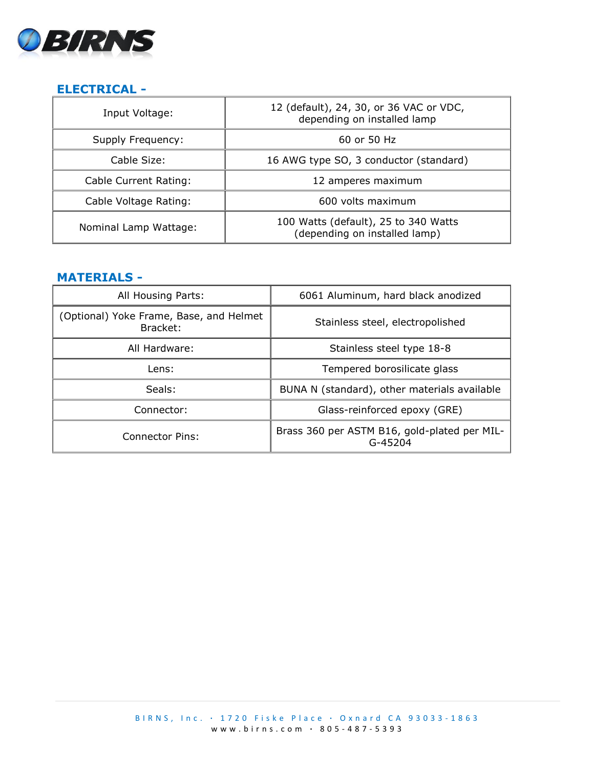## ELECTRICAL -

| | |
|---|---|
| Input Voltage: | 12 (default), 24, 30, or 36 VAC or VDC, depending on installed lamp |
| Supply Frequency: | 60 or 50 Hz |
| Cable Size: | 16 AWG type SO, 3 conductor (standard) |
| Cable Current Rating: | 12 amperes maximum |
| Cable Voltage Rating: | 600 volts maximum |
| Nominal Lamp Wattage: | 100 Watts (default), 25 to 340 Watts (depending on installed lamp) |

## MATERIALS -

| | |
|---|---|
| All Housing Parts: | 6061 Aluminum, hard black anodized |
| (Optional) Yoke Frame, Base, and Helmet Bracket: | Stainless steel, electropolished |
| All Hardware: | Stainless steel type 18-8 |
| Lens: | Tempered borosilicate glass |
| Seals: | BUNA N (standard), other materials available |
| Connector: | Glass-reinforced epoxy (GRE) |
| Connector Pins: | Brass 360 per ASTM B16, gold-plated per MIL-G-45204 |